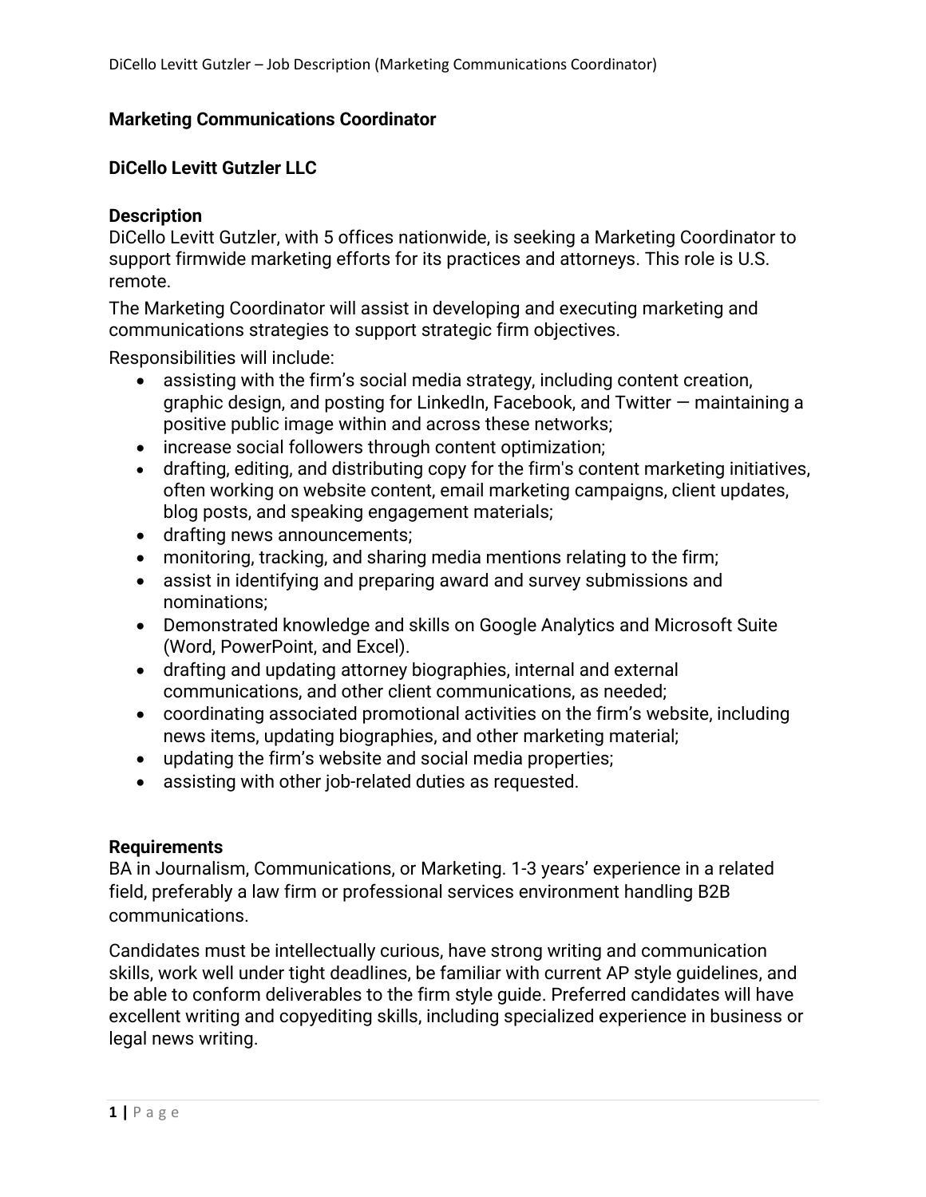## Marketing Communications Coordinator

## DiCello Levitt Gutzler LLC

### Description

DiCello Levitt Gutzler, with 5 offices nationwide, is seeking a Marketing Coordinator to support firmwide marketing efforts for its practices and attorneys. This role is U.S. remote.

The Marketing Coordinator will assist in developing and executing marketing and communications strategies to support strategic firm objectives.

Responsibilities will include:

- assisting with the firm's social media strategy, including content creation, graphic design, and posting for LinkedIn, Facebook, and Twitter — maintaining a positive public image within and across these networks;
- increase social followers through content optimization;
- drafting, editing, and distributing copy for the firm's content marketing initiatives, often working on website content, email marketing campaigns, client updates, blog posts, and speaking engagement materials;
- drafting news announcements;
- monitoring, tracking, and sharing media mentions relating to the firm;
- assist in identifying and preparing award and survey submissions and nominations;
- Demonstrated knowledge and skills on Google Analytics and Microsoft Suite (Word, PowerPoint, and Excel).
- drafting and updating attorney biographies, internal and external communications, and other client communications, as needed;
- coordinating associated promotional activities on the firm's website, including news items, updating biographies, and other marketing material;
- updating the firm's website and social media properties;
- assisting with other job-related duties as requested.

### Requirements

BA in Journalism, Communications, or Marketing. 1-3 years' experience in a related field, preferably a law firm or professional services environment handling B2B communications.

Candidates must be intellectually curious, have strong writing and communication skills, work well under tight deadlines, be familiar with current AP style guidelines, and be able to conform deliverables to the firm style guide. Preferred candidates will have excellent writing and copyediting skills, including specialized experience in business or legal news writing.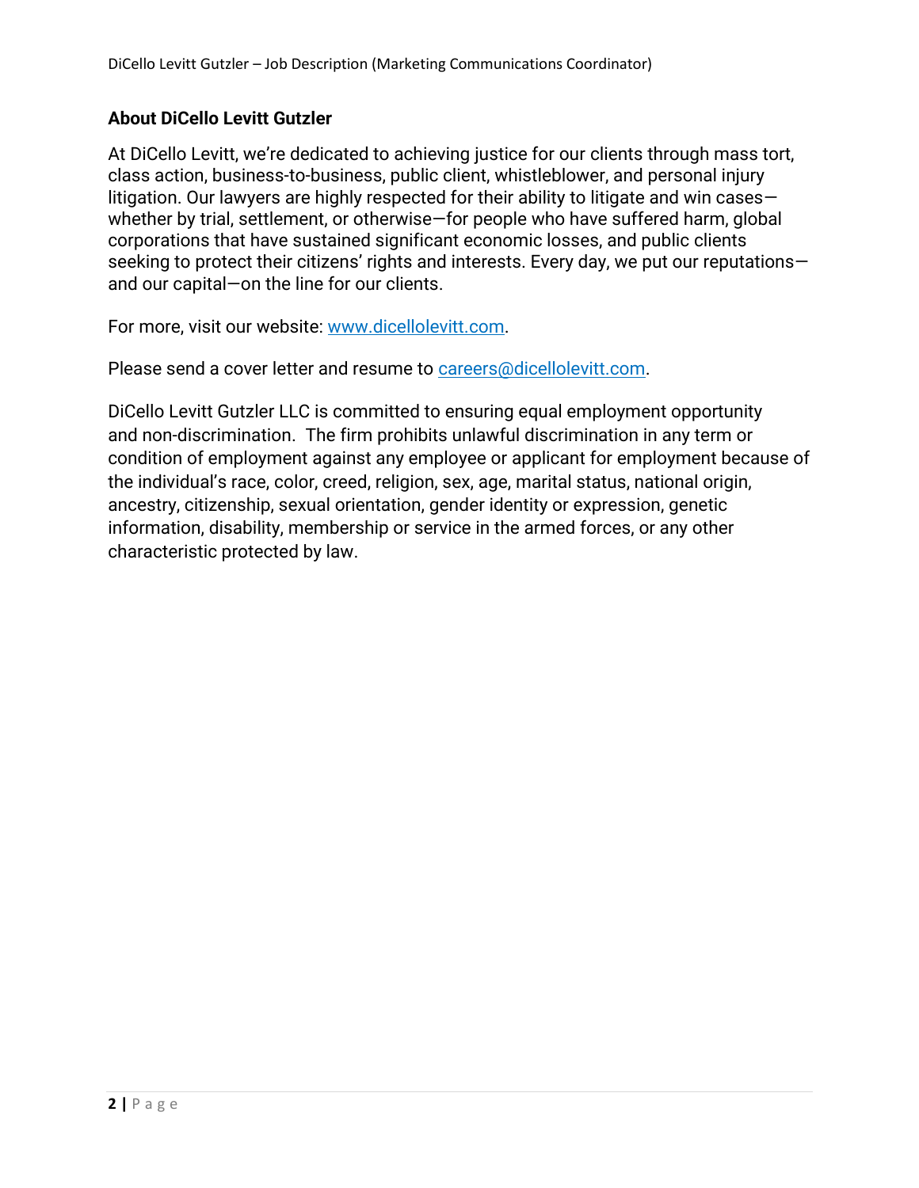## About DiCello Levitt Gutzler

At DiCello Levitt, we're dedicated to achieving justice for our clients through mass tort, class action, business-to-business, public client, whistleblower, and personal injury litigation. Our lawyers are highly respected for their ability to litigate and win cases—whether by trial, settlement, or otherwise—for people who have suffered harm, global corporations that have sustained significant economic losses, and public clients seeking to protect their citizens' rights and interests. Every day, we put our reputations—and our capital—on the line for our clients.

For more, visit our website: [www.dicellolevitt.com](http://www.dicellolevitt.com).

Please send a cover letter and resume to [careers@dicellolevitt.com](mailto:careers@dicellolevitt.com).

DiCello Levitt Gutzler LLC is committed to ensuring equal employment opportunity and non-discrimination. The firm prohibits unlawful discrimination in any term or condition of employment against any employee or applicant for employment because of the individual's race, color, creed, religion, sex, age, marital status, national origin, ancestry, citizenship, sexual orientation, gender identity or expression, genetic information, disability, membership or service in the armed forces, or any other characteristic protected by law.